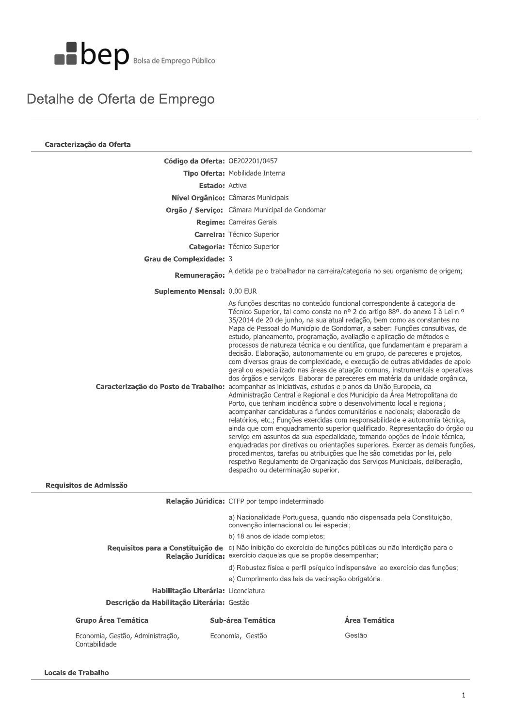bep Bolsa de Emprego Público

# Detalhe de Oferta de Emprego

## Caracterização da Oferta

**Código da Oferta:** OE202201/0457

**Tipo Oferta:** Mobilidade Interna

**Estado:** Activa

**Nível Orgânico:** Câmaras Municipais

**Orgão / Serviço:** Câmara Municipal de Gondomar

**Regime:** Carreiras Gerais

**Carreira:** Técnico Superior

**Categoria:** Técnico Superior

**Grau de Complexidade:** 3

**Remuneração:** A detida pelo trabalhador na carreira/categoria no seu organismo de origem;

**Suplemento Mensal:** 0.00 EUR

**Caracterização do Posto de Trabalho:** As funções descritas no conteúdo funcional correspondente à categoria de Técnico Superior, tal como consta no nº 2 do artigo 88º. do anexo I à Lei n.º 35/2014 de 20 de junho, na sua atual redação, bem como as constantes no Mapa de Pessoal do Município de Gondomar, a saber: Funções consultivas, de estudo, planeamento, programação, avaliação e aplicação de métodos e processos de natureza técnica e ou científica, que fundamentam e preparam a decisão. Elaboração, autonomamente ou em grupo, de pareceres e projetos, com diversos graus de complexidade, e execução de outras atividades de apoio geral ou especializado nas áreas de atuação comuns, instrumentais e operativas dos órgãos e serviços. Elaborar de pareceres em matéria da unidade orgânica, acompanhar as iniciativas, estudos e planos da União Europeia, da Administração Central e Regional e dos Município da Área Metropolitana do Porto, que tenham incidência sobre o desenvolvimento local e regional; acompanhar candidaturas a fundos comunitários e nacionais; elaboração de relatórios, etc.; Funções exercidas com responsabilidade e autonomia técnica, ainda que com enquadramento superior qualificado. Representação do órgão ou serviço em assuntos da sua especialidade, tomando opções de índole técnica, enquadradas por diretivas ou orientações superiores. Exercer as demais funções, procedimentos, tarefas ou atribuições que lhe são cometidas por lei, pelo respetivo Regulamento de Organização dos Serviços Municipais, deliberação, despacho ou determinação superior.

## Requisitos de Admissão

**Relação Júridica:** CTFP por tempo indeterminado

**Requisitos para a Constituição de Relação Jurídica:**

a) Nacionalidade Portuguesa, quando não dispensada pela Constituição, convenção internacional ou lei especial;

b) 18 anos de idade completos;

c) Não inibição do exercício de funções públicas ou não interdição para o exercício daquelas que se propõe desempenhar;

d) Robustez física e perfil psíquico indispensável ao exercício das funções;

e) Cumprimento das leis de vacinação obrigatória.

**Habilitação Literária:** Licenciatura

**Descrição da Habilitação Literária:** Gestão

| Grupo Área Temática | Sub-área Temática | Área Temática |
|---|---|---|
| Economia, Gestão, Administração, Contabilidade | Economia, Gestão | Gestão |

## Locais de Trabalho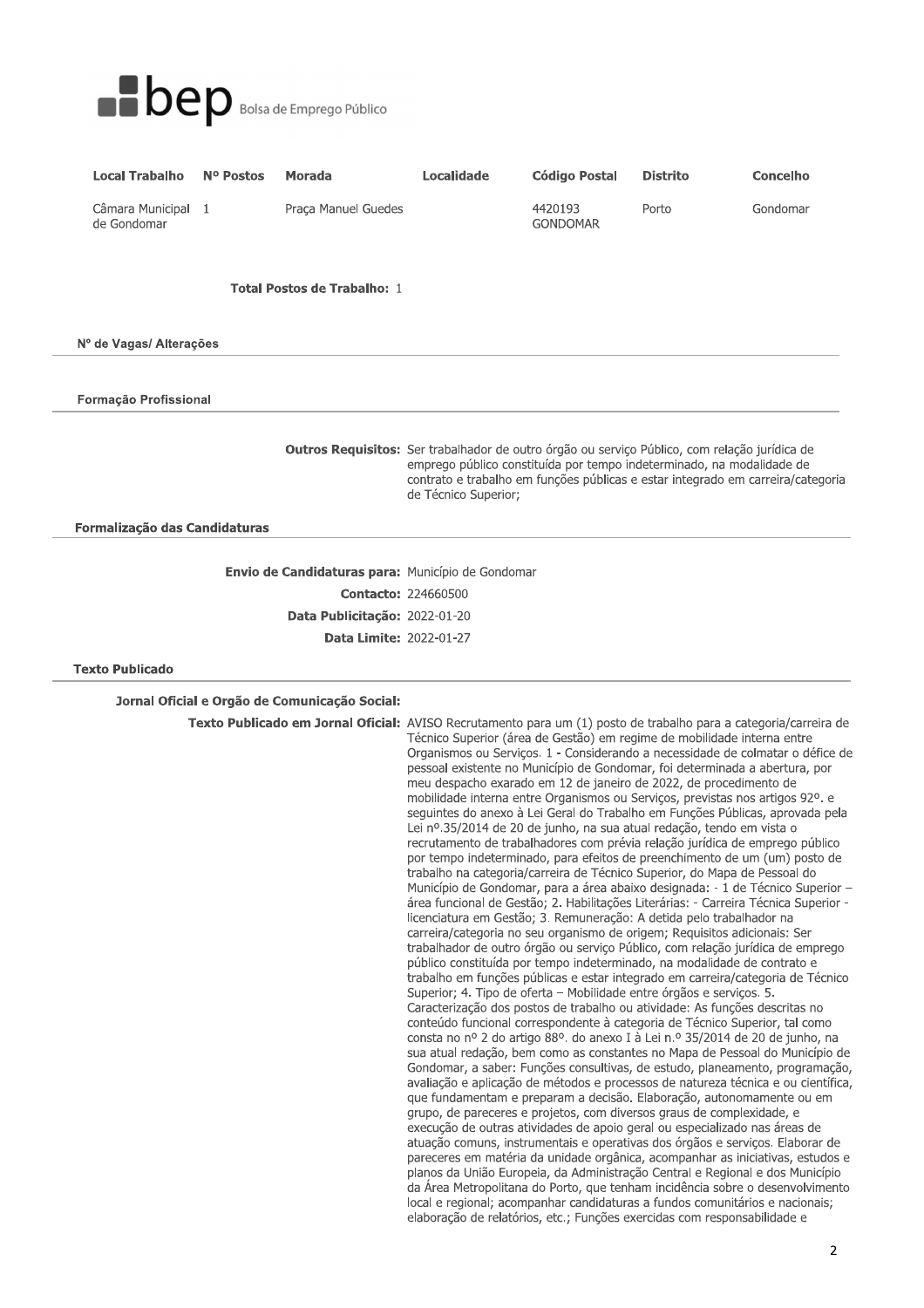**bep** Bolsa de Emprego Público

| Local Trabalho | Nº Postos | Morada | Localidade | Código Postal | Distrito | Concelho |
|---|---|---|---|---|---|---|
| Câmara Municipal de Gondomar | 1 | Praça Manuel Guedes | | 4420193 GONDOMAR | Porto | Gondomar |

**Total Postos de Trabalho:** 1

### Nº de Vagas/ Alterações

### Formação Profissional

**Outros Requisitos:** Ser trabalhador de outro órgão ou serviço Público, com relação jurídica de emprego público constituída por tempo indeterminado, na modalidade de contrato e trabalho em funções públicas e estar integrado em carreira/categoria de Técnico Superior;

### Formalização das Candidaturas

**Envio de Candidaturas para:** Município de Gondomar

**Contacto:** 224660500

**Data Publicitação:** 2022-01-20

**Data Limite:** 2022-01-27

### Texto Publicado

**Jornal Oficial e Orgão de Comunicação Social:**

**Texto Publicado em Jornal Oficial:** AVISO Recrutamento para um (1) posto de trabalho para a categoria/carreira de Técnico Superior (área de Gestão) em regime de mobilidade interna entre Organismos ou Serviços. 1 - Considerando a necessidade de colmatar o défice de pessoal existente no Município de Gondomar, foi determinada a abertura, por meu despacho exarado em 12 de janeiro de 2022, de procedimento de mobilidade interna entre Organismos ou Serviços, previstas nos artigos 92º. e seguintes do anexo à Lei Geral do Trabalho em Funções Públicas, aprovada pela Lei nº.35/2014 de 20 de junho, na sua atual redação, tendo em vista o recrutamento de trabalhadores com prévia relação jurídica de emprego público por tempo indeterminado, para efeitos de preenchimento de um (um) posto de trabalho na categoria/carreira de Técnico Superior, do Mapa de Pessoal do Município de Gondomar, para a área abaixo designada: - 1 de Técnico Superior – área funcional de Gestão; 2. Habilitações Literárias: - Carreira Técnica Superior - licenciatura em Gestão; 3. Remuneração: A detida pelo trabalhador na carreira/categoria no seu organismo de origem; Requisitos adicionais: Ser trabalhador de outro órgão ou serviço Público, com relação jurídica de emprego público constituída por tempo indeterminado, na modalidade de contrato e trabalho em funções públicas e estar integrado em carreira/categoria de Técnico Superior; 4. Tipo de oferta – Mobilidade entre órgãos e serviços. 5. Caracterização dos postos de trabalho ou atividade: As funções descritas no conteúdo funcional correspondente à categoria de Técnico Superior, tal como consta no nº 2 do artigo 88º. do anexo I à Lei n.º 35/2014 de 20 de junho, na sua atual redação, bem como as constantes no Mapa de Pessoal do Município de Gondomar, a saber: Funções consultivas, de estudo, planeamento, programação, avaliação e aplicação de métodos e processos de natureza técnica e ou científica, que fundamentam e preparam a decisão. Elaboração, autonomamente ou em grupo, de pareceres e projetos, com diversos graus de complexidade, e execução de outras atividades de apoio geral ou especializado nas áreas de atuação comuns, instrumentais e operativas dos órgãos e serviços. Elaborar de pareceres em matéria da unidade orgânica, acompanhar as iniciativas, estudos e planos da União Europeia, da Administração Central e Regional e dos Município da Área Metropolitana do Porto, que tenham incidência sobre o desenvolvimento local e regional; acompanhar candidaturas a fundos comunitários e nacionais; elaboração de relatórios, etc.; Funções exercidas com responsabilidade e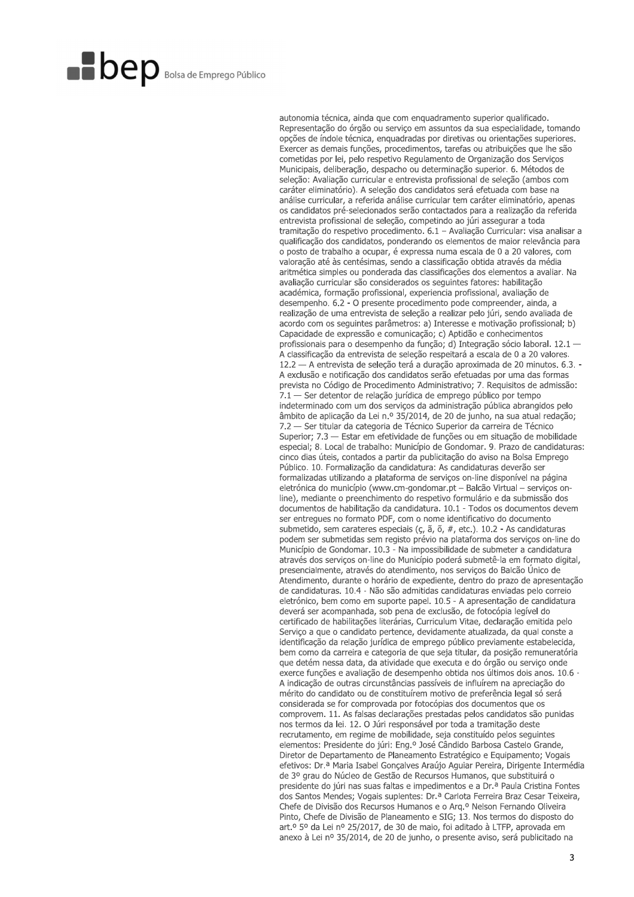autonomia técnica, ainda que com enquadramento superior qualificado. Representação do órgão ou serviço em assuntos da sua especialidade, tomando opções de índole técnica, enquadradas por diretivas ou orientações superiores. Exercer as demais funções, procedimentos, tarefas ou atribuições que lhe são cometidas por lei, pelo respetivo Regulamento de Organização dos Serviços Municipais, deliberação, despacho ou determinação superior. 6. Métodos de seleção: Avaliação curricular e entrevista profissional de seleção (ambos com caráter eliminatório). A seleção dos candidatos será efetuada com base na análise curricular, a referida análise curricular tem caráter eliminatório, apenas os candidatos pré-selecionados serão contactados para a realização da referida entrevista profissional de seleção, competindo ao júri assegurar a toda tramitação do respetivo procedimento. 6.1 – Avaliação Curricular: visa analisar a qualificação dos candidatos, ponderando os elementos de maior relevância para o posto de trabalho a ocupar, é expressa numa escala de 0 a 20 valores, com valoração até às centésimas, sendo a classificação obtida através da média aritmética simples ou ponderada das classificações dos elementos a avaliar. Na avaliação curricular são considerados os seguintes fatores: habilitação académica, formação profissional, experiencia profissional, avaliação de desempenho. 6.2 - O presente procedimento pode compreender, ainda, a realização de uma entrevista de seleção a realizar pelo júri, sendo avaliada de acordo com os seguintes parâmetros: a) Interesse e motivação profissional; b) Capacidade de expressão e comunicação; c) Aptidão e conhecimentos profissionais para o desempenho da função; d) Integração sócio laboral. 12.1 — A classificação da entrevista de seleção respeitará a escala de 0 a 20 valores. 12.2 — A entrevista de seleção terá a duração aproximada de 20 minutos. 6.3. - A exclusão e notificação dos candidatos serão efetuadas por uma das formas prevista no Código de Procedimento Administrativo; 7. Requisitos de admissão: 7.1 — Ser detentor de relação jurídica de emprego público por tempo indeterminado com um dos serviços da administração pública abrangidos pelo âmbito de aplicação da Lei n.º 35/2014, de 20 de junho, na sua atual redação; 7.2 — Ser titular da categoria de Técnico Superior da carreira de Técnico Superior; 7.3 — Estar em efetividade de funções ou em situação de mobilidade especial; 8. Local de trabalho: Município de Gondomar. 9. Prazo de candidaturas: cinco dias úteis, contados a partir da publicitação do aviso na Bolsa Emprego Público. 10. Formalização da candidatura: As candidaturas deverão ser formalizadas utilizando a plataforma de serviços on-line disponível na página eletrónica do município (www.cm-gondomar.pt – Balcão Virtual – serviços on-line), mediante o preenchimento do respetivo formulário e da submissão dos documentos de habilitação da candidatura. 10.1 - Todos os documentos devem ser entregues no formato PDF, com o nome identificativo do documento submetido, sem carateres especiais (ç, ã, õ, #, etc.). 10.2 - As candidaturas podem ser submetidas sem registo prévio na plataforma dos serviços on-line do Município de Gondomar. 10.3 - Na impossibilidade de submeter a candidatura através dos serviços on-line do Município poderá submetê-la em formato digital, presencialmente, através do atendimento, nos serviços do Balcão Único de Atendimento, durante o horário de expediente, dentro do prazo de apresentação de candidaturas. 10.4 - Não são admitidas candidaturas enviadas pelo correio eletrónico, bem como em suporte papel. 10.5 - A apresentação de candidatura deverá ser acompanhada, sob pena de exclusão, de fotocópia legível do certificado de habilitações literárias, Curriculum Vitae, declaração emitida pelo Serviço a que o candidato pertence, devidamente atualizada, da qual conste a identificação da relação jurídica de emprego público previamente estabelecida, bem como da carreira e categoria de que seja titular, da posição remuneratória que detém nessa data, da atividade que executa e do órgão ou serviço onde exerce funções e avaliação de desempenho obtida nos últimos dois anos. 10.6 - A indicação de outras circunstâncias passíveis de influírem na apreciação do mérito do candidato ou de constituírem motivo de preferência legal só será considerada se for comprovada por fotocópias dos documentos que os comprovem. 11. As falsas declarações prestadas pelos candidatos são punidas nos termos da lei. 12. O Júri responsável por toda a tramitação deste recrutamento, em regime de mobilidade, seja constituído pelos seguintes elementos: Presidente do júri: Eng.º José Cândido Barbosa Castelo Grande, Diretor de Departamento de Planeamento Estratégico e Equipamento; Vogais efetivos: Dr.ª Maria Isabel Gonçalves Araújo Aguiar Pereira, Dirigente Intermédia de 3º grau do Núcleo de Gestão de Recursos Humanos, que substituirá o presidente do júri nas suas faltas e impedimentos e a Dr.ª Paula Cristina Fontes dos Santos Mendes; Vogais suplentes: Dr.ª Carlota Ferreira Braz Cesar Teixeira, Chefe de Divisão dos Recursos Humanos e o Arq.º Nelson Fernando Oliveira Pinto, Chefe de Divisão de Planeamento e SIG; 13. Nos termos do disposto do art.º 5º da Lei nº 25/2017, de 30 de maio, foi aditado à LTFP, aprovada em anexo à Lei nº 35/2014, de 20 de junho, o presente aviso, será publicitado na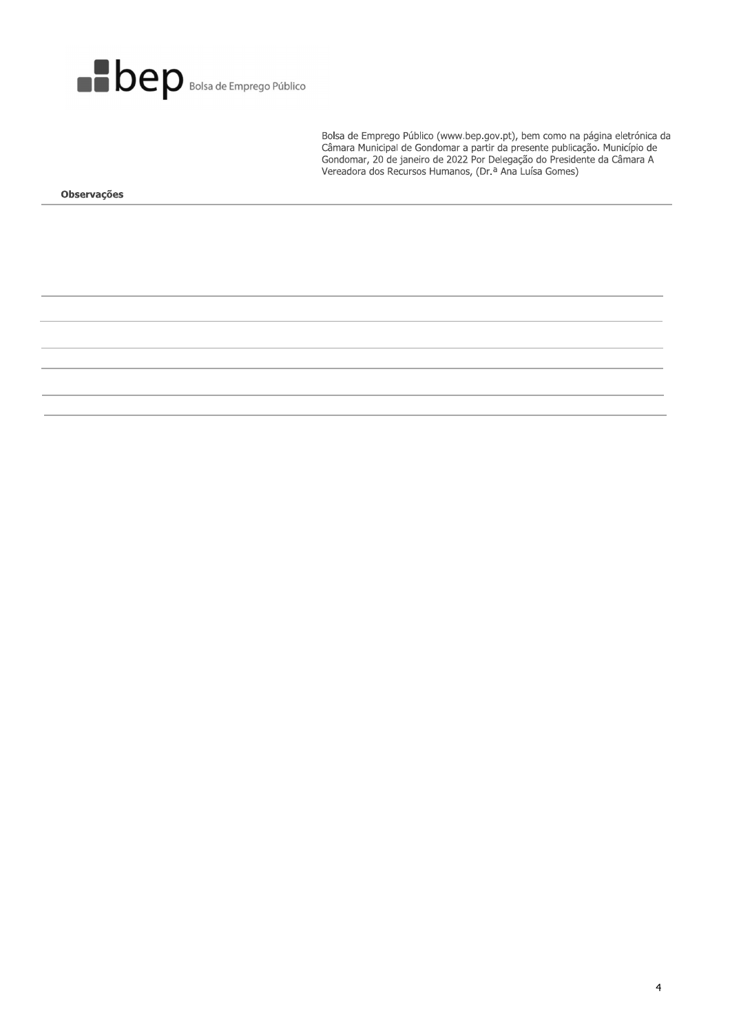Bolsa de Emprego Público (www.bep.gov.pt), bem como na página eletrónica da Câmara Municipal de Gondomar a partir da presente publicação. Município de Gondomar, 20 de janeiro de 2022 Por Delegação do Presidente da Câmara A Vereadora dos Recursos Humanos, (Dr.ª Ana Luísa Gomes)

**Observações**